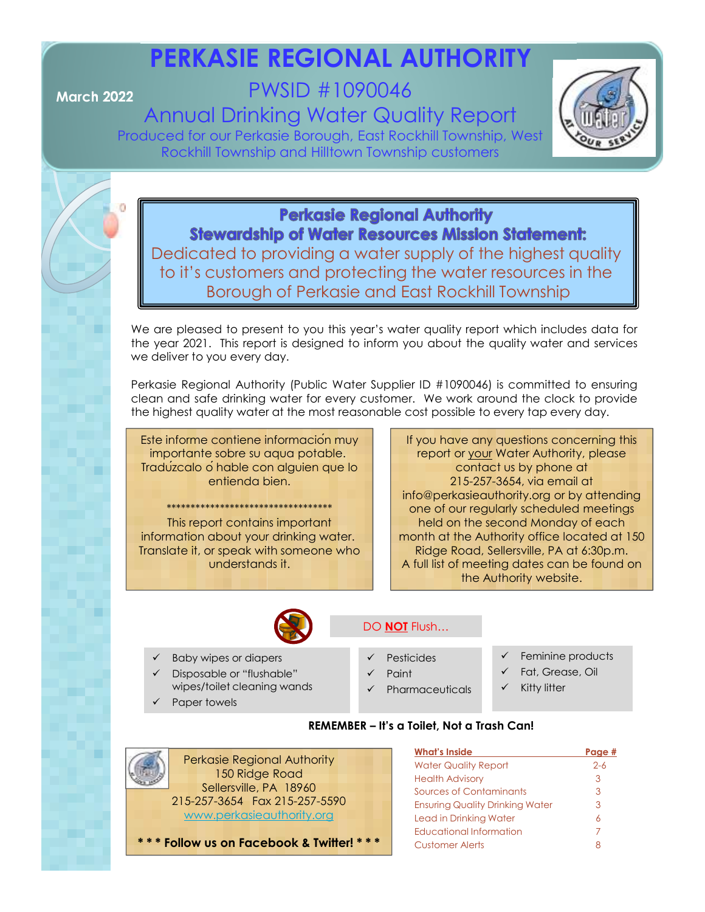# PERKASIE REGIONAL AUTHORITY

March 2022

## PWSID #1090046

## Annual Drinking Water Quality Report

Produced for our Perkasie Borough, East Rockhill Township, West Rockhill Township and Hilltown Township customers

**Perkasie Regional Authority**
**Stewardship of Water Resources Mission Statement:**
Dedicated to providing a water supply of the highest quality to it's customers and protecting the water resources in the Borough of Perkasie and East Rockhill Township

We are pleased to present to you this year's water quality report which includes data for the year 2021. This report is designed to inform you about the quality water and services we deliver to you every day.

Perkasie Regional Authority (Public Water Supplier ID #1090046) is committed to ensuring clean and safe drinking water for every customer. We work around the clock to provide the highest quality water at the most reasonable cost possible to every tap every day.

Este informe contiene información muy importante sobre su aqua potable. Tradúzcalo ó hable con alguien que lo entienda bien.

**********************************

This report contains important information about your drinking water. Translate it, or speak with someone who understands it.

If you have any questions concerning this report or your Water Authority, please contact us by phone at 215-257-3654, via email at info@perkasieauthority.org or by attending one of our regularly scheduled meetings held on the second Monday of each month at the Authority office located at 150 Ridge Road, Sellersville, PA at 6:30p.m. A full list of meeting dates can be found on the Authority website.

DO **NOT** Flush…

- ✓ Baby wipes or diapers
- ✓ Disposable or "flushable" wipes/toilet cleaning wands
- ✓ Paper towels
- ✓ Pesticides
- ✓ Paint
- ✓ Pharmaceuticals
- ✓ Feminine products
- ✓ Fat, Grease, Oil
- ✓ Kitty litter

**REMEMBER – It's a Toilet, Not a Trash Can!**

Perkasie Regional Authority
150 Ridge Road
Sellersville, PA 18960
215-257-3654 Fax 215-257-5590
www.perkasieauthority.org

**\* \* \* Follow us on Facebook & Twitter! \* \* \***

| What's Inside | Page # |
|---|---|
| Water Quality Report | 2-6 |
| Health Advisory | 3 |
| Sources of Contaminants | 3 |
| Ensuring Quality Drinking Water | 3 |
| Lead in Drinking Water | 6 |
| Educational Information | 7 |
| Customer Alerts | 8 |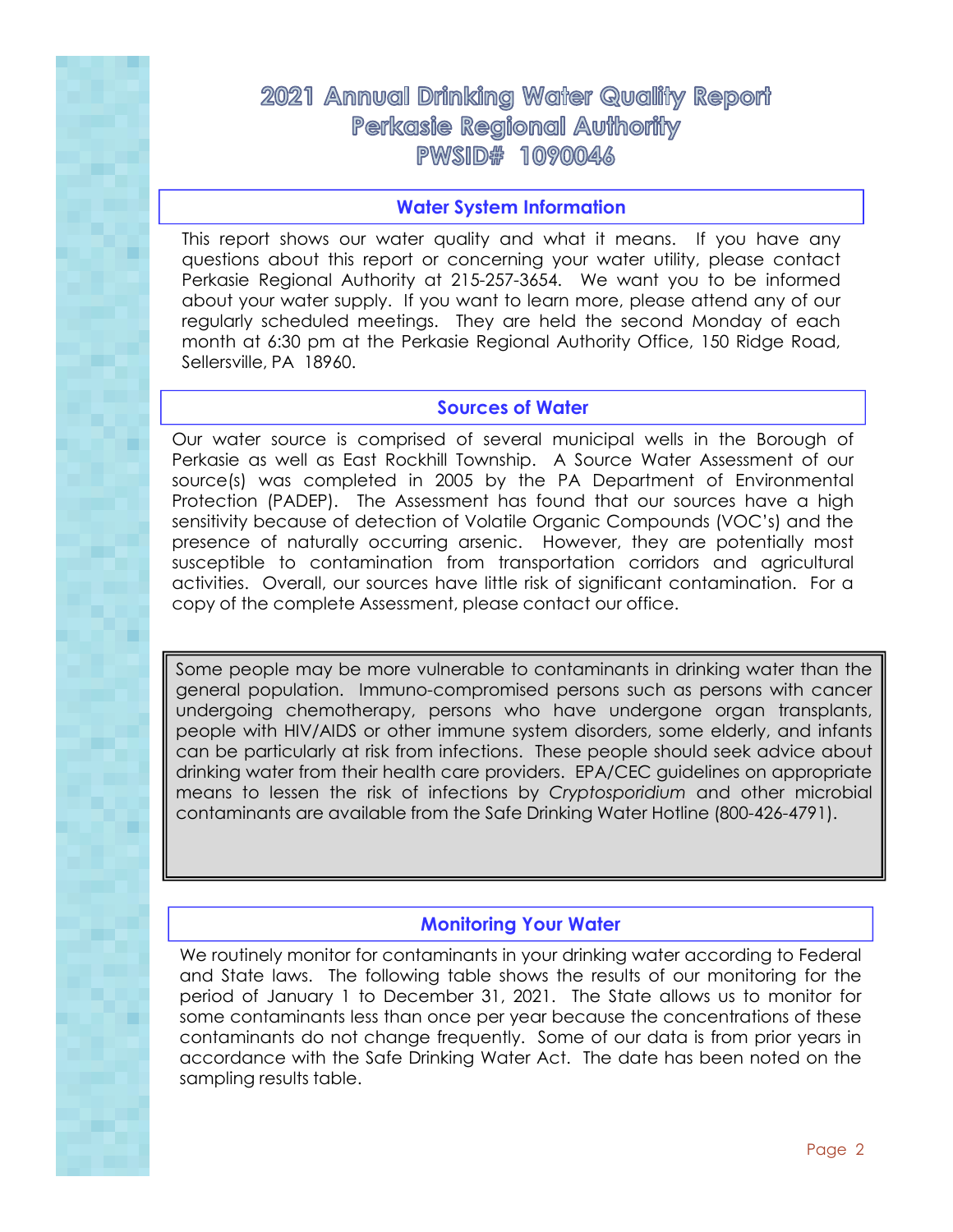# 2021 Annual Drinking Water Quality Report
# Perkasie Regional Authority
# PWSID# 1090046

## Water System Information

This report shows our water quality and what it means. If you have any questions about this report or concerning your water utility, please contact Perkasie Regional Authority at 215-257-3654. We want you to be informed about your water supply. If you want to learn more, please attend any of our regularly scheduled meetings. They are held the second Monday of each month at 6:30 pm at the Perkasie Regional Authority Office, 150 Ridge Road, Sellersville, PA 18960.

## Sources of Water

Our water source is comprised of several municipal wells in the Borough of Perkasie as well as East Rockhill Township. A Source Water Assessment of our source(s) was completed in 2005 by the PA Department of Environmental Protection (PADEP). The Assessment has found that our sources have a high sensitivity because of detection of Volatile Organic Compounds (VOC's) and the presence of naturally occurring arsenic. However, they are potentially most susceptible to contamination from transportation corridors and agricultural activities. Overall, our sources have little risk of significant contamination. For a copy of the complete Assessment, please contact our office.

Some people may be more vulnerable to contaminants in drinking water than the general population. Immuno-compromised persons such as persons with cancer undergoing chemotherapy, persons who have undergone organ transplants, people with HIV/AIDS or other immune system disorders, some elderly, and infants can be particularly at risk from infections. These people should seek advice about drinking water from their health care providers. EPA/CEC guidelines on appropriate means to lessen the risk of infections by *Cryptosporidium* and other microbial contaminants are available from the Safe Drinking Water Hotline (800-426-4791).

## Monitoring Your Water

We routinely monitor for contaminants in your drinking water according to Federal and State laws. The following table shows the results of our monitoring for the period of January 1 to December 31, 2021. The State allows us to monitor for some contaminants less than once per year because the concentrations of these contaminants do not change frequently. Some of our data is from prior years in accordance with the Safe Drinking Water Act. The date has been noted on the sampling results table.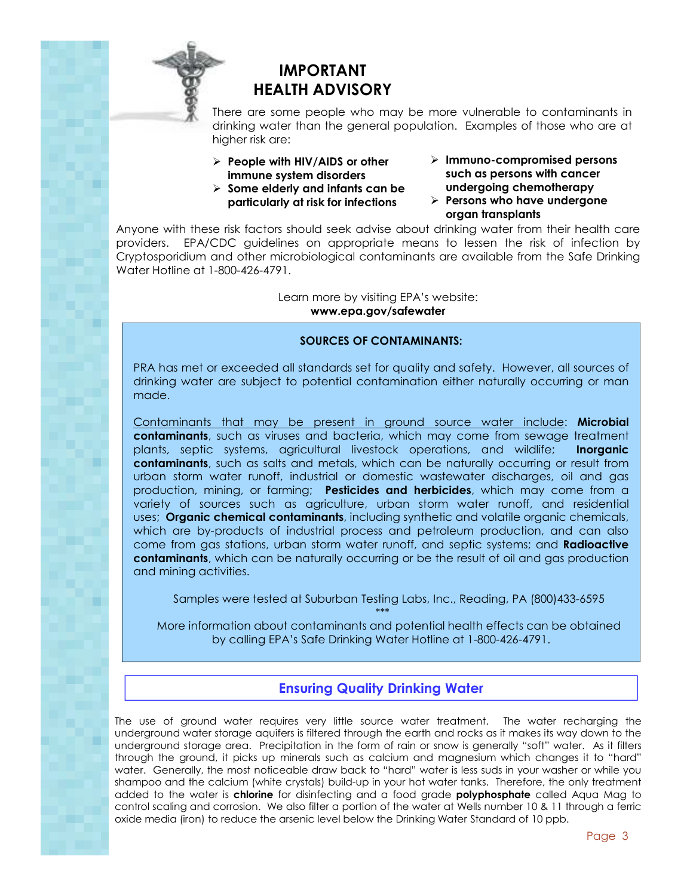## IMPORTANT HEALTH ADVISORY

There are some people who may be more vulnerable to contaminants in drinking water than the general population. Examples of those who are at higher risk are:

- **People with HIV/AIDS or other immune system disorders**
- **Some elderly and infants can be particularly at risk for infections**
- **Immuno-compromised persons such as persons with cancer undergoing chemotherapy**
- **Persons who have undergone organ transplants**

Anyone with these risk factors should seek advise about drinking water from their health care providers. EPA/CDC guidelines on appropriate means to lessen the risk of infection by Cryptosporidium and other microbiological contaminants are available from the Safe Drinking Water Hotline at 1-800-426-4791.

Learn more by visiting EPA's website:
**www.epa.gov/safewater**

**SOURCES OF CONTAMINANTS:**

PRA has met or exceeded all standards set for quality and safety. However, all sources of drinking water are subject to potential contamination either naturally occurring or man made.

Contaminants that may be present in ground source water include: **Microbial contaminants**, such as viruses and bacteria, which may come from sewage treatment plants, septic systems, agricultural livestock operations, and wildlife; **Inorganic contaminants**, such as salts and metals, which can be naturally occurring or result from urban storm water runoff, industrial or domestic wastewater discharges, oil and gas production, mining, or farming; **Pesticides and herbicides**, which may come from a variety of sources such as agriculture, urban storm water runoff, and residential uses; **Organic chemical contaminants**, including synthetic and volatile organic chemicals, which are by-products of industrial process and petroleum production, and can also come from gas stations, urban storm water runoff, and septic systems; and **Radioactive contaminants**, which can be naturally occurring or be the result of oil and gas production and mining activities.

Samples were tested at Suburban Testing Labs, Inc., Reading, PA (800)433-6595

***

More information about contaminants and potential health effects can be obtained by calling EPA's Safe Drinking Water Hotline at 1-800-426-4791.

## Ensuring Quality Drinking Water

The use of ground water requires very little source water treatment. The water recharging the underground water storage aquifers is filtered through the earth and rocks as it makes its way down to the underground storage area. Precipitation in the form of rain or snow is generally "soft" water. As it filters through the ground, it picks up minerals such as calcium and magnesium which changes it to "hard" water. Generally, the most noticeable draw back to "hard" water is less suds in your washer or while you shampoo and the calcium (white crystals) build-up in your hot water tanks. Therefore, the only treatment added to the water is **chlorine** for disinfecting and a food grade **polyphosphate** called Aqua Mag to control scaling and corrosion. We also filter a portion of the water at Wells number 10 & 11 through a ferric oxide media (iron) to reduce the arsenic level below the Drinking Water Standard of 10 ppb.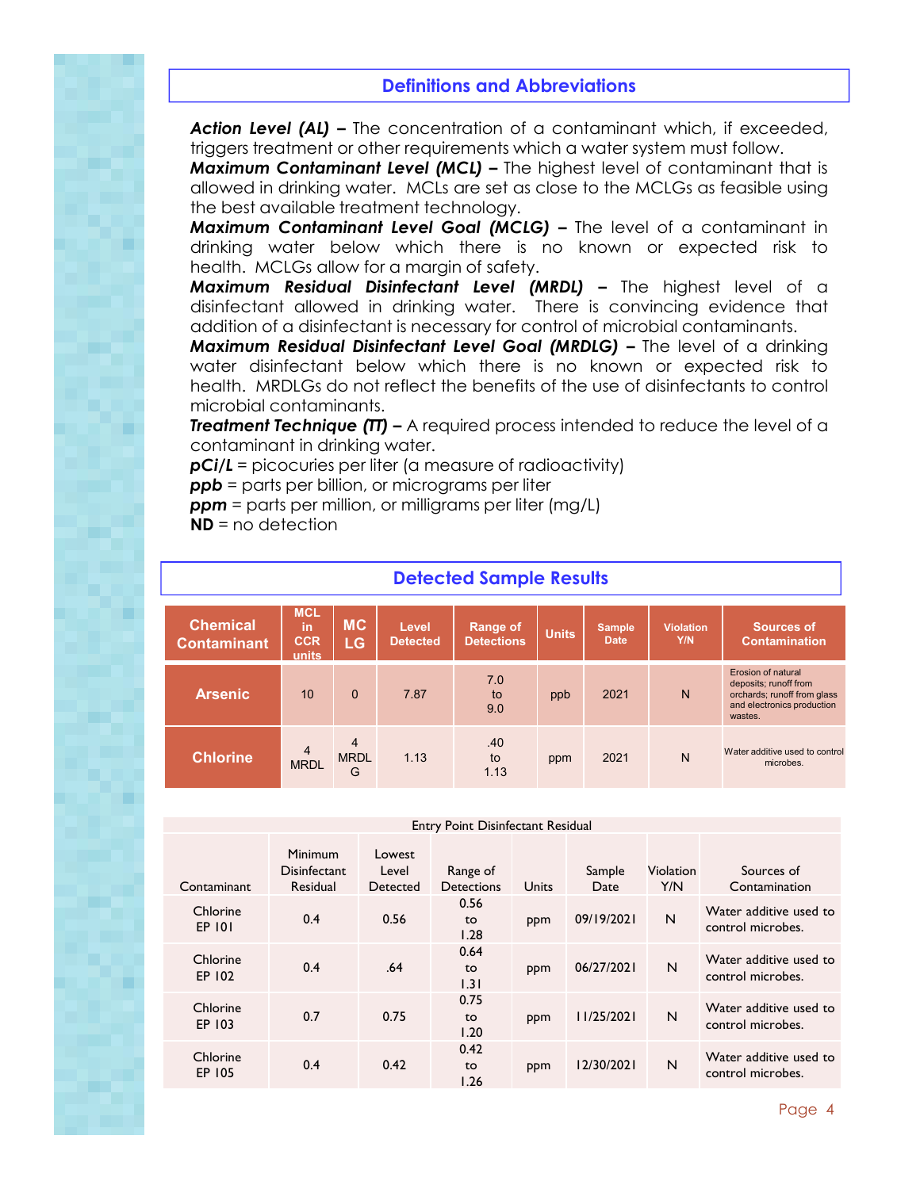## Definitions and Abbreviations

***Action Level (AL) –*** The concentration of a contaminant which, if exceeded, triggers treatment or other requirements which a water system must follow.
***Maximum Contaminant Level (MCL) –*** The highest level of contaminant that is allowed in drinking water. MCLs are set as close to the MCLGs as feasible using the best available treatment technology.
***Maximum Contaminant Level Goal (MCLG) –*** The level of a contaminant in drinking water below which there is no known or expected risk to health. MCLGs allow for a margin of safety.
***Maximum Residual Disinfectant Level (MRDL) –*** The highest level of a disinfectant allowed in drinking water. There is convincing evidence that addition of a disinfectant is necessary for control of microbial contaminants.
***Maximum Residual Disinfectant Level Goal (MRDLG) –*** The level of a drinking water disinfectant below which there is no known or expected risk to health. MRDLGs do not reflect the benefits of the use of disinfectants to control microbial contaminants.
***Treatment Technique (TT) –*** A required process intended to reduce the level of a contaminant in drinking water.
***pCi/L*** = picocuries per liter (a measure of radioactivity)
***ppb*** = parts per billion, or micrograms per liter
***ppm*** = parts per million, or milligrams per liter (mg/L)
**ND** = no detection

## Detected Sample Results

| Chemical Contaminant | MCL in CCR units | MCLG | Level Detected | Range of Detections | Units | Sample Date | Violation Y/N | Sources of Contamination |
|---|---|---|---|---|---|---|---|---|
| Arsenic | 10 | 0 | 7.87 | 7.0 to 9.0 | ppb | 2021 | N | Erosion of natural deposits; runoff from orchards; runoff from glass and electronics production wastes. |
| Chlorine | 4 MRDL | 4 MRDLG | 1.13 | .40 to 1.13 | ppm | 2021 | N | Water additive used to control microbes. |

Entry Point Disinfectant Residual

| Contaminant | Minimum Disinfectant Residual | Lowest Level Detected | Range of Detections | Units | Sample Date | Violation Y/N | Sources of Contamination |
|---|---|---|---|---|---|---|---|
| Chlorine EP 101 | 0.4 | 0.56 | 0.56 to 1.28 | ppm | 09/19/2021 | N | Water additive used to control microbes. |
| Chlorine EP 102 | 0.4 | .64 | 0.64 to 1.31 | ppm | 06/27/2021 | N | Water additive used to control microbes. |
| Chlorine EP 103 | 0.7 | 0.75 | 0.75 to 1.20 | ppm | 11/25/2021 | N | Water additive used to control microbes. |
| Chlorine EP 105 | 0.4 | 0.42 | 0.42 to 1.26 | ppm | 12/30/2021 | N | Water additive used to control microbes. |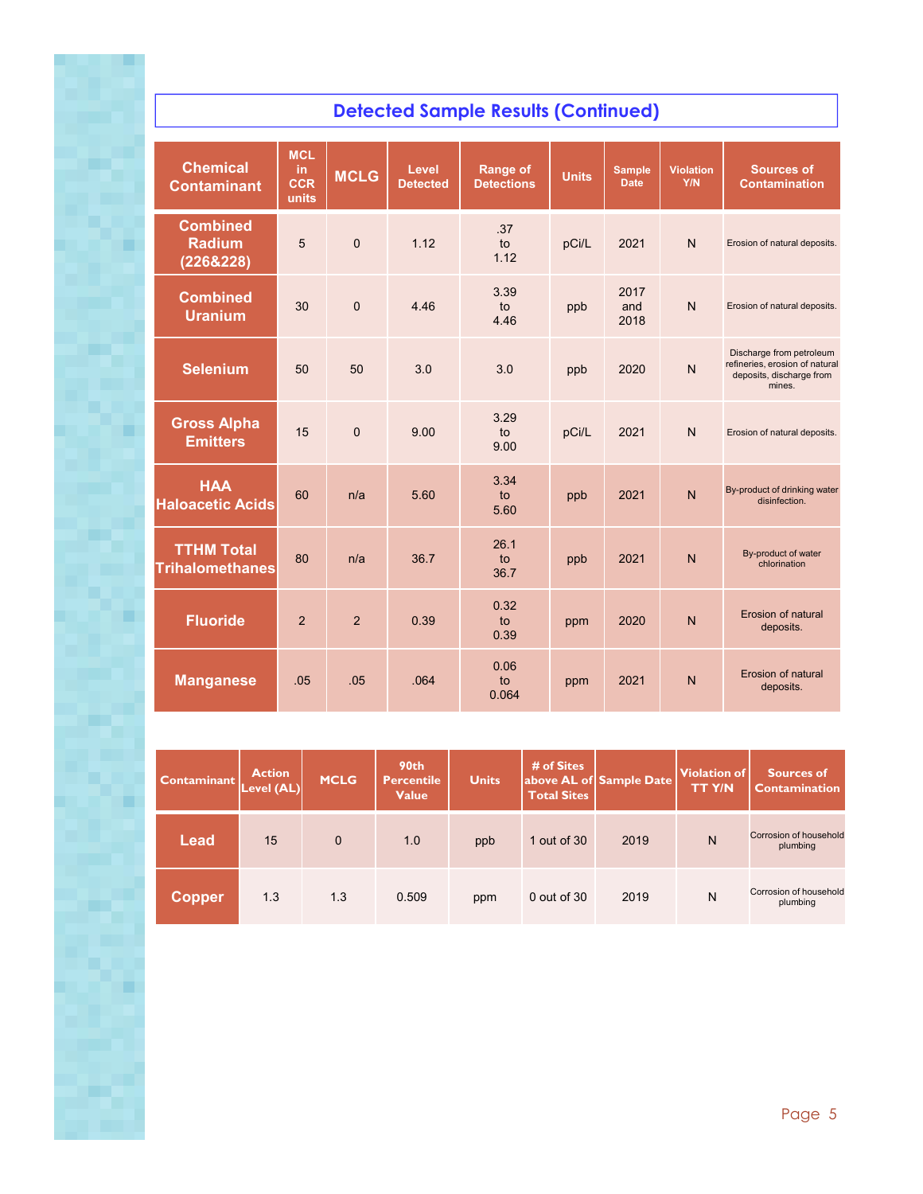## Detected Sample Results (Continued)

| Chemical Contaminant | MCL in CCR units | MCLG | Level Detected | Range of Detections | Units | Sample Date | Violation Y/N | Sources of Contamination |
|---|---|---|---|---|---|---|---|---|
| Combined Radium (226&228) | 5 | 0 | 1.12 | .37 to 1.12 | pCi/L | 2021 | N | Erosion of natural deposits. |
| Combined Uranium | 30 | 0 | 4.46 | 3.39 to 4.46 | ppb | 2017 and 2018 | N | Erosion of natural deposits. |
| Selenium | 50 | 50 | 3.0 | 3.0 | ppb | 2020 | N | Discharge from petroleum refineries, erosion of natural deposits, discharge from mines. |
| Gross Alpha Emitters | 15 | 0 | 9.00 | 3.29 to 9.00 | pCi/L | 2021 | N | Erosion of natural deposits. |
| HAA Haloacetic Acids | 60 | n/a | 5.60 | 3.34 to 5.60 | ppb | 2021 | N | By-product of drinking water disinfection. |
| TTHM Total Trihalomethanes | 80 | n/a | 36.7 | 26.1 to 36.7 | ppb | 2021 | N | By-product of water chlorination |
| Fluoride | 2 | 2 | 0.39 | 0.32 to 0.39 | ppm | 2020 | N | Erosion of natural deposits. |
| Manganese | .05 | .05 | .064 | 0.06 to 0.064 | ppm | 2021 | N | Erosion of natural deposits. |

| Contaminant | Action Level (AL) | MCLG | 90th Percentile Value | Units | # of Sites above AL of Total Sites | Sample Date | Violation of TT Y/N | Sources of Contamination |
|---|---|---|---|---|---|---|---|---|
| Lead | 15 | 0 | 1.0 | ppb | 1 out of 30 | 2019 | N | Corrosion of household plumbing |
| Copper | 1.3 | 1.3 | 0.509 | ppm | 0 out of 30 | 2019 | N | Corrosion of household plumbing |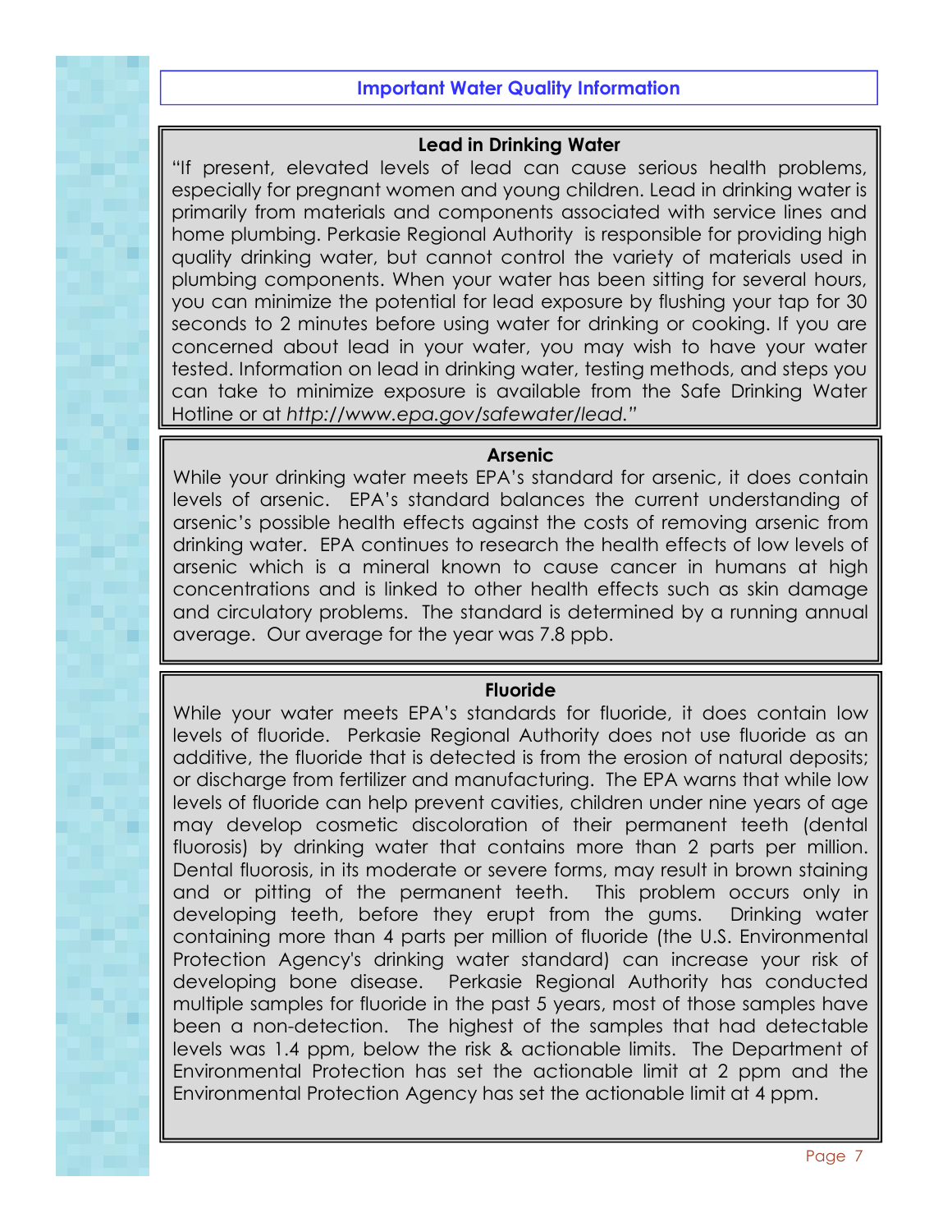## Important Water Quality Information

### Lead in Drinking Water

"If present, elevated levels of lead can cause serious health problems, especially for pregnant women and young children. Lead in drinking water is primarily from materials and components associated with service lines and home plumbing. Perkasie Regional Authority is responsible for providing high quality drinking water, but cannot control the variety of materials used in plumbing components. When your water has been sitting for several hours, you can minimize the potential for lead exposure by flushing your tap for 30 seconds to 2 minutes before using water for drinking or cooking. If you are concerned about lead in your water, you may wish to have your water tested. Information on lead in drinking water, testing methods, and steps you can take to minimize exposure is available from the Safe Drinking Water Hotline or at *http://www.epa.gov/safewater/lead.*"

### Arsenic

While your drinking water meets EPA's standard for arsenic, it does contain levels of arsenic. EPA's standard balances the current understanding of arsenic's possible health effects against the costs of removing arsenic from drinking water. EPA continues to research the health effects of low levels of arsenic which is a mineral known to cause cancer in humans at high concentrations and is linked to other health effects such as skin damage and circulatory problems. The standard is determined by a running annual average. Our average for the year was 7.8 ppb.

### Fluoride

While your water meets EPA's standards for fluoride, it does contain low levels of fluoride. Perkasie Regional Authority does not use fluoride as an additive, the fluoride that is detected is from the erosion of natural deposits; or discharge from fertilizer and manufacturing. The EPA warns that while low levels of fluoride can help prevent cavities, children under nine years of age may develop cosmetic discoloration of their permanent teeth (dental fluorosis) by drinking water that contains more than 2 parts per million. Dental fluorosis, in its moderate or severe forms, may result in brown staining and or pitting of the permanent teeth. This problem occurs only in developing teeth, before they erupt from the gums. Drinking water containing more than 4 parts per million of fluoride (the U.S. Environmental Protection Agency's drinking water standard) can increase your risk of developing bone disease. Perkasie Regional Authority has conducted multiple samples for fluoride in the past 5 years, most of those samples have been a non-detection. The highest of the samples that had detectable levels was 1.4 ppm, below the risk & actionable limits. The Department of Environmental Protection has set the actionable limit at 2 ppm and the Environmental Protection Agency has set the actionable limit at 4 ppm.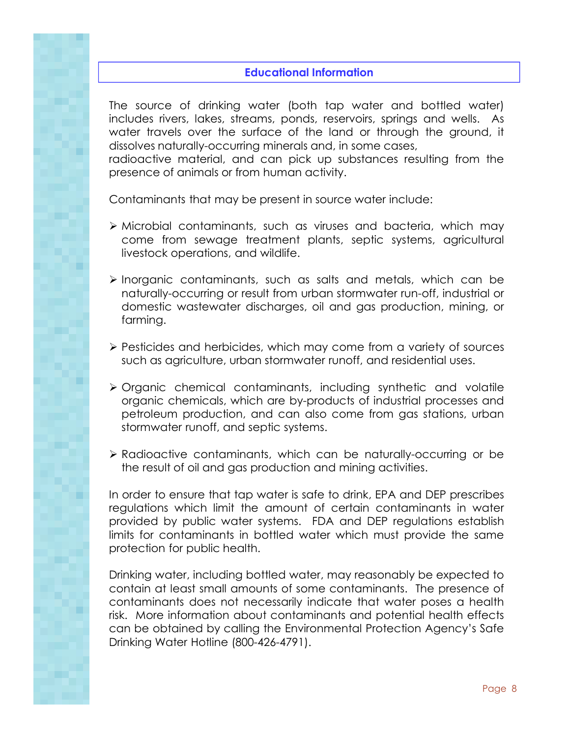## Educational Information

The source of drinking water (both tap water and bottled water) includes rivers, lakes, streams, ponds, reservoirs, springs and wells. As water travels over the surface of the land or through the ground, it dissolves naturally-occurring minerals and, in some cases, radioactive material, and can pick up substances resulting from the presence of animals or from human activity.

Contaminants that may be present in source water include:

- Microbial contaminants, such as viruses and bacteria, which may come from sewage treatment plants, septic systems, agricultural livestock operations, and wildlife.
- Inorganic contaminants, such as salts and metals, which can be naturally-occurring or result from urban stormwater run-off, industrial or domestic wastewater discharges, oil and gas production, mining, or farming.
- Pesticides and herbicides, which may come from a variety of sources such as agriculture, urban stormwater runoff, and residential uses.
- Organic chemical contaminants, including synthetic and volatile organic chemicals, which are by-products of industrial processes and petroleum production, and can also come from gas stations, urban stormwater runoff, and septic systems.
- Radioactive contaminants, which can be naturally-occurring or be the result of oil and gas production and mining activities.

In order to ensure that tap water is safe to drink, EPA and DEP prescribes regulations which limit the amount of certain contaminants in water provided by public water systems. FDA and DEP regulations establish limits for contaminants in bottled water which must provide the same protection for public health.

Drinking water, including bottled water, may reasonably be expected to contain at least small amounts of some contaminants. The presence of contaminants does not necessarily indicate that water poses a health risk. More information about contaminants and potential health effects can be obtained by calling the Environmental Protection Agency's Safe Drinking Water Hotline (800-426-4791).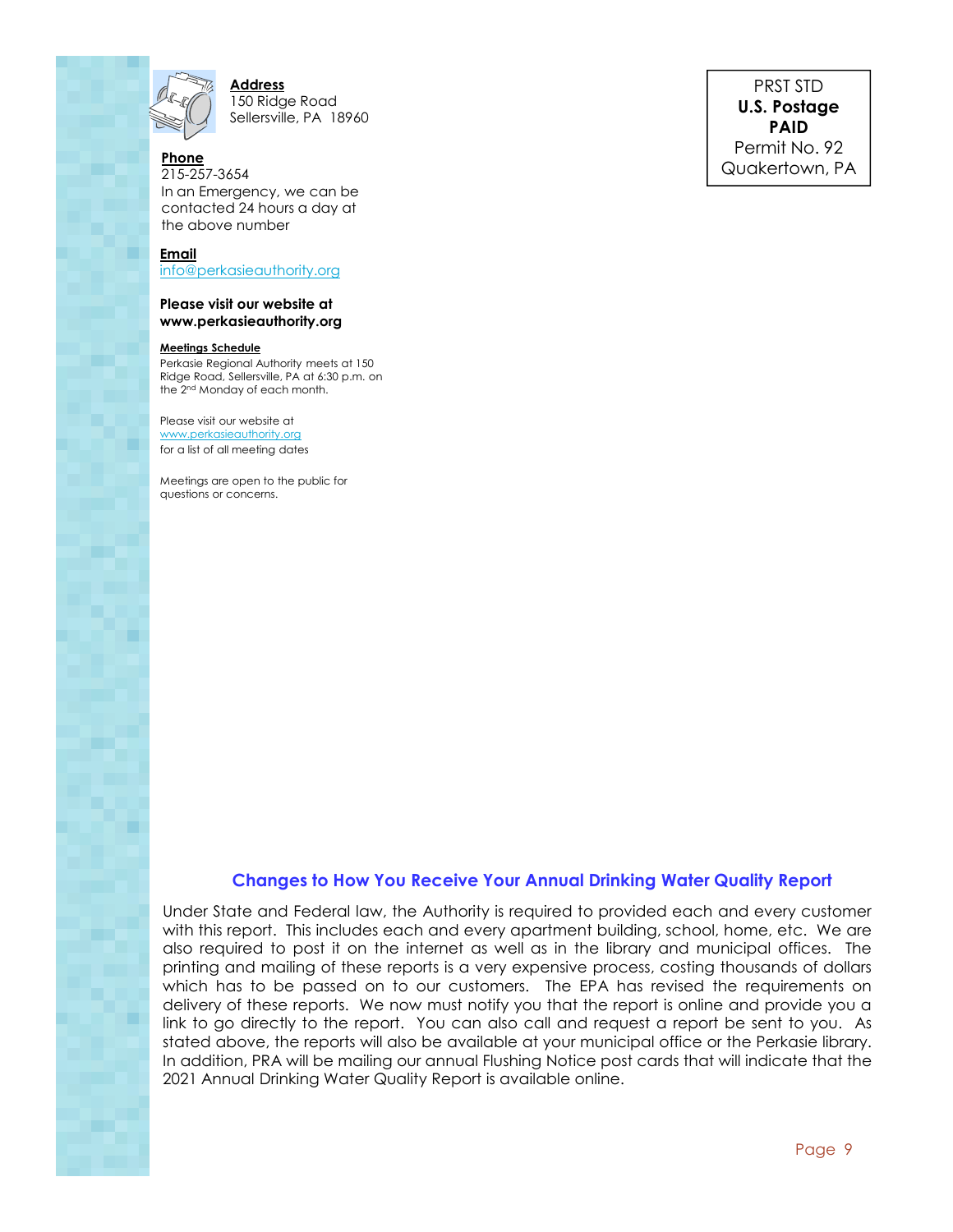**Address**
150 Ridge Road
Sellersville, PA 18960

**Phone**
215-257-3654
In an Emergency, we can be contacted 24 hours a day at the above number

**Email**
info@perkasieauthority.org

**Please visit our website at www.perkasieauthority.org**

**Meetings Schedule**
Perkasie Regional Authority meets at 150 Ridge Road, Sellersville, PA at 6:30 p.m. on the 2nd Monday of each month.

Please visit our website at www.perkasieauthority.org for a list of all meeting dates

Meetings are open to the public for questions or concerns.

PRST STD
**U.S. Postage**
**PAID**
Permit No. 92
Quakertown, PA

## Changes to How You Receive Your Annual Drinking Water Quality Report

Under State and Federal law, the Authority is required to provided each and every customer with this report. This includes each and every apartment building, school, home, etc. We are also required to post it on the internet as well as in the library and municipal offices. The printing and mailing of these reports is a very expensive process, costing thousands of dollars which has to be passed on to our customers. The EPA has revised the requirements on delivery of these reports. We now must notify you that the report is online and provide you a link to go directly to the report. You can also call and request a report be sent to you. As stated above, the reports will also be available at your municipal office or the Perkasie library. In addition, PRA will be mailing our annual Flushing Notice post cards that will indicate that the 2021 Annual Drinking Water Quality Report is available online.